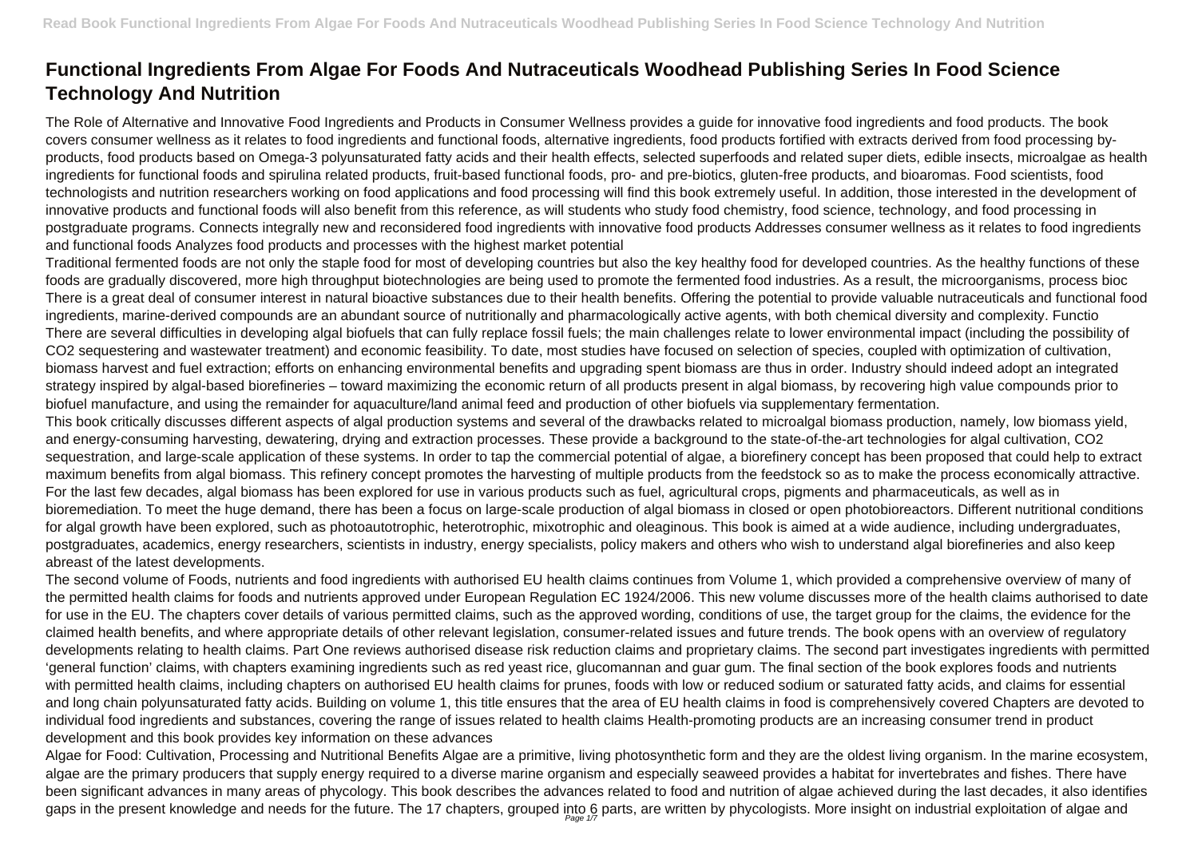# Functional Ingredients From Algae For Foods And Nutraceuticals Woodhead Publishing Series In Food Science Technology And Nutrition

The Role of Alternative and Innovative Food Ingredients and Products in Consumer Wellness provides a guide for innovative food ingredients and food products. The book covers consumer wellness as it relates to food ingredients and functional foods, alternative ingredients, food products fortified with extracts derived from food processing by-products, food products based on Omega-3 polyunsaturated fatty acids and their health effects, selected superfoods and related super diets, edible insects, microalgae as health ingredients for functional foods and spirulina related products, fruit-based functional foods, pro- and pre-biotics, gluten-free products, and bioaromas. Food scientists, food technologists and nutrition researchers working on food applications and food processing will find this book extremely useful. In addition, those interested in the development of innovative products and functional foods will also benefit from this reference, as will students who study food chemistry, food science, technology, and food processing in postgraduate programs. Connects integrally new and reconsidered food ingredients with innovative food products Addresses consumer wellness as it relates to food ingredients and functional foods Analyzes food products and processes with the highest market potential

Traditional fermented foods are not only the staple food for most of developing countries but also the key healthy food for developed countries. As the healthy functions of these foods are gradually discovered, more high throughput biotechnologies are being used to promote the fermented food industries. As a result, the microorganisms, process bioc

There is a great deal of consumer interest in natural bioactive substances due to their health benefits. Offering the potential to provide valuable nutraceuticals and functional food ingredients, marine-derived compounds are an abundant source of nutritionally and pharmacologically active agents, with both chemical diversity and complexity. Functio

There are several difficulties in developing algal biofuels that can fully replace fossil fuels; the main challenges relate to lower environmental impact (including the possibility of CO2 sequestering and wastewater treatment) and economic feasibility. To date, most studies have focused on selection of species, coupled with optimization of cultivation, biomass harvest and fuel extraction; efforts on enhancing environmental benefits and upgrading spent biomass are thus in order. Industry should indeed adopt an integrated strategy inspired by algal-based biorefineries – toward maximizing the economic return of all products present in algal biomass, by recovering high value compounds prior to biofuel manufacture, and using the remainder for aquaculture/land animal feed and production of other biofuels via supplementary fermentation.

This book critically discusses different aspects of algal production systems and several of the drawbacks related to microalgal biomass production, namely, low biomass yield, and energy-consuming harvesting, dewatering, drying and extraction processes. These provide a background to the state-of-the-art technologies for algal cultivation, CO2 sequestration, and large-scale application of these systems. In order to tap the commercial potential of algae, a biorefinery concept has been proposed that could help to extract maximum benefits from algal biomass. This refinery concept promotes the harvesting of multiple products from the feedstock so as to make the process economically attractive. For the last few decades, algal biomass has been explored for use in various products such as fuel, agricultural crops, pigments and pharmaceuticals, as well as in bioremediation. To meet the huge demand, there has been a focus on large-scale production of algal biomass in closed or open photobioreactors. Different nutritional conditions for algal growth have been explored, such as photoautotrophic, heterotrophic, mixotrophic and oleaginous. This book is aimed at a wide audience, including undergraduates, postgraduates, academics, energy researchers, scientists in industry, energy specialists, policy makers and others who wish to understand algal biorefineries and also keep abreast of the latest developments.

The second volume of Foods, nutrients and food ingredients with authorised EU health claims continues from Volume 1, which provided a comprehensive overview of many of the permitted health claims for foods and nutrients approved under European Regulation EC 1924/2006. This new volume discusses more of the health claims authorised to date for use in the EU. The chapters cover details of various permitted claims, such as the approved wording, conditions of use, the target group for the claims, the evidence for the claimed health benefits, and where appropriate details of other relevant legislation, consumer-related issues and future trends. The book opens with an overview of regulatory developments relating to health claims. Part One reviews authorised disease risk reduction claims and proprietary claims. The second part investigates ingredients with permitted 'general function' claims, with chapters examining ingredients such as red yeast rice, glucomannan and guar gum. The final section of the book explores foods and nutrients with permitted health claims, including chapters on authorised EU health claims for prunes, foods with low or reduced sodium or saturated fatty acids, and claims for essential and long chain polyunsaturated fatty acids. Building on volume 1, this title ensures that the area of EU health claims in food is comprehensively covered Chapters are devoted to individual food ingredients and substances, covering the range of issues related to health claims Health-promoting products are an increasing consumer trend in product development and this book provides key information on these advances

Algae for Food: Cultivation, Processing and Nutritional Benefits Algae are a primitive, living photosynthetic form and they are the oldest living organism. In the marine ecosystem, algae are the primary producers that supply energy required to a diverse marine organism and especially seaweed provides a habitat for invertebrates and fishes. There have been significant advances in many areas of phycology. This book describes the advances related to food and nutrition of algae achieved during the last decades, it also identifies gaps in the present knowledge and needs for the future. The 17 chapters, grouped into 6 parts, are written by phycologists. More insight on industrial exploitation of algae and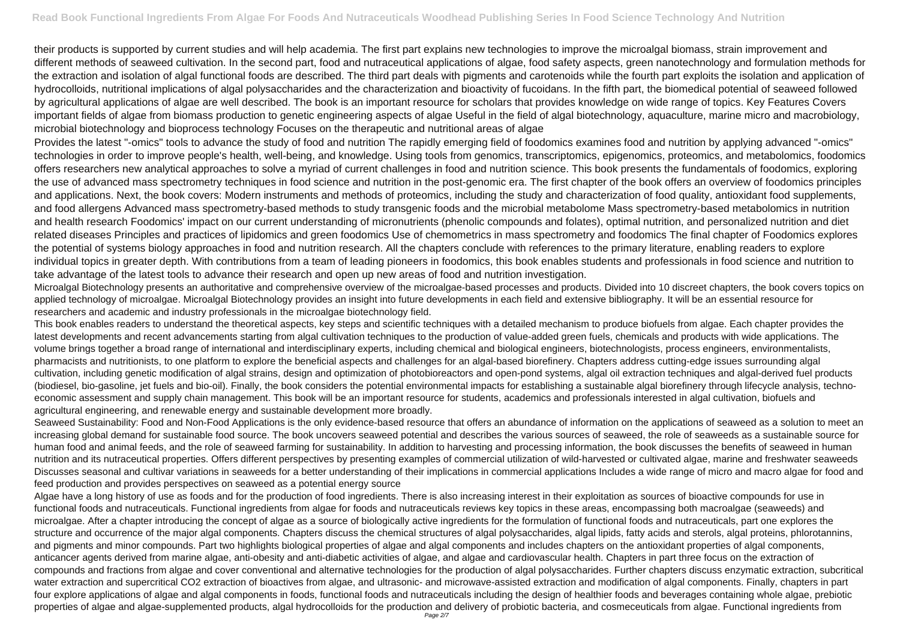their products is supported by current studies and will help academia. The first part explains new technologies to improve the microalgal biomass, strain improvement and different methods of seaweed cultivation. In the second part, food and nutraceutical applications of algae, food safety aspects, green nanotechnology and formulation methods for the extraction and isolation of algal functional foods are described. The third part deals with pigments and carotenoids while the fourth part exploits the isolation and application of hydrocolloids, nutritional implications of algal polysaccharides and the characterization and bioactivity of fucoidans. In the fifth part, the biomedical potential of seaweed followed by agricultural applications of algae are well described. The book is an important resource for scholars that provides knowledge on wide range of topics. Key Features Covers important fields of algae from biomass production to genetic engineering aspects of algae Useful in the field of algal biotechnology, aquaculture, marine micro and macrobiology, microbial biotechnology and bioprocess technology Focuses on the therapeutic and nutritional areas of algae

Provides the latest "-omics" tools to advance the study of food and nutrition The rapidly emerging field of foodomics examines food and nutrition by applying advanced "-omics" technologies in order to improve people's health, well-being, and knowledge. Using tools from genomics, transcriptomics, epigenomics, proteomics, and metabolomics, foodomics offers researchers new analytical approaches to solve a myriad of current challenges in food and nutrition science. This book presents the fundamentals of foodomics, exploring the use of advanced mass spectrometry techniques in food science and nutrition in the post-genomic era. The first chapter of the book offers an overview of foodomics principles and applications. Next, the book covers: Modern instruments and methods of proteomics, including the study and characterization of food quality, antioxidant food supplements, and food allergens Advanced mass spectrometry-based methods to study transgenic foods and the microbial metabolome Mass spectrometry-based metabolomics in nutrition and health research Foodomics' impact on our current understanding of micronutrients (phenolic compounds and folates), optimal nutrition, and personalized nutrition and diet related diseases Principles and practices of lipidomics and green foodomics Use of chemometrics in mass spectrometry and foodomics The final chapter of Foodomics explores the potential of systems biology approaches in food and nutrition research. All the chapters conclude with references to the primary literature, enabling readers to explore individual topics in greater depth. With contributions from a team of leading pioneers in foodomics, this book enables students and professionals in food science and nutrition to take advantage of the latest tools to advance their research and open up new areas of food and nutrition investigation.

Microalgal Biotechnology presents an authoritative and comprehensive overview of the microalgae-based processes and products. Divided into 10 discreet chapters, the book covers topics on applied technology of microalgae. Microalgal Biotechnology provides an insight into future developments in each field and extensive bibliography. It will be an essential resource for researchers and academic and industry professionals in the microalgae biotechnology field.

This book enables readers to understand the theoretical aspects, key steps and scientific techniques with a detailed mechanism to produce biofuels from algae. Each chapter provides the latest developments and recent advancements starting from algal cultivation techniques to the production of value-added green fuels, chemicals and products with wide applications. The volume brings together a broad range of international and interdisciplinary experts, including chemical and biological engineers, biotechnologists, process engineers, environmentalists, pharmacists and nutritionists, to one platform to explore the beneficial aspects and challenges for an algal-based biorefinery. Chapters address cutting-edge issues surrounding algal cultivation, including genetic modification of algal strains, design and optimization of photobioreactors and open-pond systems, algal oil extraction techniques and algal-derived fuel products (biodiesel, bio-gasoline, jet fuels and bio-oil). Finally, the book considers the potential environmental impacts for establishing a sustainable algal biorefinery through lifecycle analysis, techno-economic assessment and supply chain management. This book will be an important resource for students, academics and professionals interested in algal cultivation, biofuels and agricultural engineering, and renewable energy and sustainable development more broadly.

Seaweed Sustainability: Food and Non-Food Applications is the only evidence-based resource that offers an abundance of information on the applications of seaweed as a solution to meet an increasing global demand for sustainable food source. The book uncovers seaweed potential and describes the various sources of seaweed, the role of seaweeds as a sustainable source for human food and animal feeds, and the role of seaweed farming for sustainability. In addition to harvesting and processing information, the book discusses the benefits of seaweed in human nutrition and its nutraceutical properties. Offers different perspectives by presenting examples of commercial utilization of wild-harvested or cultivated algae, marine and freshwater seaweeds Discusses seasonal and cultivar variations in seaweeds for a better understanding of their implications in commercial applications Includes a wide range of micro and macro algae for food and feed production and provides perspectives on seaweed as a potential energy source

Algae have a long history of use as foods and for the production of food ingredients. There is also increasing interest in their exploitation as sources of bioactive compounds for use in functional foods and nutraceuticals. Functional ingredients from algae for foods and nutraceuticals reviews key topics in these areas, encompassing both macroalgae (seaweeds) and microalgae. After a chapter introducing the concept of algae as a source of biologically active ingredients for the formulation of functional foods and nutraceuticals, part one explores the structure and occurrence of the major algal components. Chapters discuss the chemical structures of algal polysaccharides, algal lipids, fatty acids and sterols, algal proteins, phlorotannins, and pigments and minor compounds. Part two highlights biological properties of algae and algal components and includes chapters on the antioxidant properties of algal components, anticancer agents derived from marine algae, anti-obesity and anti-diabetic activities of algae, and algae and cardiovascular health. Chapters in part three focus on the extraction of compounds and fractions from algae and cover conventional and alternative technologies for the production of algal polysaccharides. Further chapters discuss enzymatic extraction, subcritical water extraction and supercritical $CO_2$ extraction of bioactives from algae, and ultrasonic- and microwave-assisted extraction and modification of algal components. Finally, chapters in part four explore applications of algae and algal components in foods, functional foods and nutraceuticals including the design of healthier foods and beverages containing whole algae, prebiotic properties of algae and algae-supplemented products, algal hydrocolloids for the production and delivery of probiotic bacteria, and cosmeceuticals from algae. Functional ingredients from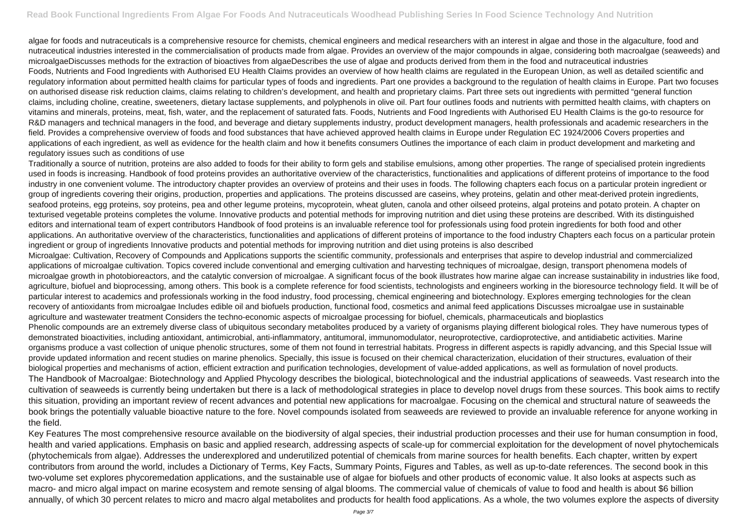algae for foods and nutraceuticals is a comprehensive resource for chemists, chemical engineers and medical researchers with an interest in algae and those in the algaculture, food and nutraceutical industries interested in the commercialisation of products made from algae. Provides an overview of the major compounds in algae, considering both macroalgae (seaweeds) and microalgaeDiscusses methods for the extraction of bioactives from algaeDescribes the use of algae and products derived from them in the food and nutraceutical industries

Foods, Nutrients and Food Ingredients with Authorised EU Health Claims provides an overview of how health claims are regulated in the European Union, as well as detailed scientific and regulatory information about permitted health claims for particular types of foods and ingredients. Part one provides a background to the regulation of health claims in Europe. Part two focuses on authorised disease risk reduction claims, claims relating to children's development, and health and proprietary claims. Part three sets out ingredients with permitted "general function claims, including choline, creatine, sweeteners, dietary lactase supplements, and polyphenols in olive oil. Part four outlines foods and nutrients with permitted health claims, with chapters on vitamins and minerals, proteins, meat, fish, water, and the replacement of saturated fats. Foods, Nutrients and Food Ingredients with Authorised EU Health Claims is the go-to resource for R&D managers and technical managers in the food, and beverage and dietary supplements industry, product development managers, health professionals and academic researchers in the field. Provides a comprehensive overview of foods and food substances that have achieved approved health claims in Europe under Regulation EC 1924/2006 Covers properties and applications of each ingredient, as well as evidence for the health claim and how it benefits consumers Outlines the importance of each claim in product development and marketing and regulatory issues such as conditions of use

Traditionally a source of nutrition, proteins are also added to foods for their ability to form gels and stabilise emulsions, among other properties. The range of specialised protein ingredients used in foods is increasing. Handbook of food proteins provides an authoritative overview of the characteristics, functionalities and applications of different proteins of importance to the food industry in one convenient volume. The introductory chapter provides an overview of proteins and their uses in foods. The following chapters each focus on a particular protein ingredient or group of ingredients covering their origins, production, properties and applications. The proteins discussed are caseins, whey proteins, gelatin and other meat-derived protein ingredients, seafood proteins, egg proteins, soy proteins, pea and other legume proteins, mycoprotein, wheat gluten, canola and other oilseed proteins, algal proteins and potato protein. A chapter on texturised vegetable proteins completes the volume. Innovative products and potential methods for improving nutrition and diet using these proteins are described. With its distinguished editors and international team of expert contributors Handbook of food proteins is an invaluable reference tool for professionals using food protein ingredients for both food and other applications. An authoritative overview of the characteristics, functionalities and applications of different proteins of importance to the food industry Chapters each focus on a particular protein ingredient or group of ingredients Innovative products and potential methods for improving nutrition and diet using proteins is also described

Microalgae: Cultivation, Recovery of Compounds and Applications supports the scientific community, professionals and enterprises that aspire to develop industrial and commercialized applications of microalgae cultivation. Topics covered include conventional and emerging cultivation and harvesting techniques of microalgae, design, transport phenomena models of microalgae growth in photobioreactors, and the catalytic conversion of microalgae. A significant focus of the book illustrates how marine algae can increase sustainability in industries like food, agriculture, biofuel and bioprocessing, among others. This book is a complete reference for food scientists, technologists and engineers working in the bioresource technology field. It will be of particular interest to academics and professionals working in the food industry, food processing, chemical engineering and biotechnology. Explores emerging technologies for the clean recovery of antioxidants from microalgae Includes edible oil and biofuels production, functional food, cosmetics and animal feed applications Discusses microalgae use in sustainable agriculture and wastewater treatment Considers the techno-economic aspects of microalgae processing for biofuel, chemicals, pharmaceuticals and bioplastics

Phenolic compounds are an extremely diverse class of ubiquitous secondary metabolites produced by a variety of organisms playing different biological roles. They have numerous types of demonstrated bioactivities, including antioxidant, antimicrobial, anti-inflammatory, antitumoral, immunomodulator, neuroprotective, cardioprotective, and antidiabetic activities. Marine organisms produce a vast collection of unique phenolic structures, some of them not found in terrestrial habitats. Progress in different aspects is rapidly advancing, and this Special Issue will provide updated information and recent studies on marine phenolics. Specially, this issue is focused on their chemical characterization, elucidation of their structures, evaluation of their biological properties and mechanisms of action, efficient extraction and purification technologies, development of value-added applications, as well as formulation of novel products.

The Handbook of Macroalgae: Biotechnology and Applied Phycology describes the biological, biotechnological and the industrial applications of seaweeds. Vast research into the cultivation of seaweeds is currently being undertaken but there is a lack of methodological strategies in place to develop novel drugs from these sources. This book aims to rectify this situation, providing an important review of recent advances and potential new applications for macroalgae. Focusing on the chemical and structural nature of seaweeds the book brings the potentially valuable bioactive nature to the fore. Novel compounds isolated from seaweeds are reviewed to provide an invaluable reference for anyone working in the field.

Key Features The most comprehensive resource available on the biodiversity of algal species, their industrial production processes and their use for human consumption in food, health and varied applications. Emphasis on basic and applied research, addressing aspects of scale-up for commercial exploitation for the development of novel phytochemicals (phytochemicals from algae). Addresses the underexplored and underutilized potential of chemicals from marine sources for health benefits. Each chapter, written by expert contributors from around the world, includes a Dictionary of Terms, Key Facts, Summary Points, Figures and Tables, as well as up-to-date references. The second book in this two-volume set explores phycoremedation applications, and the sustainable use of algae for biofuels and other products of economic value. It also looks at aspects such as macro- and micro algal impact on marine ecosystem and remote sensing of algal blooms. The commercial value of chemicals of value to food and health is about $6 billion annually, of which 30 percent relates to micro and macro algal metabolites and products for health food applications. As a whole, the two volumes explore the aspects of diversity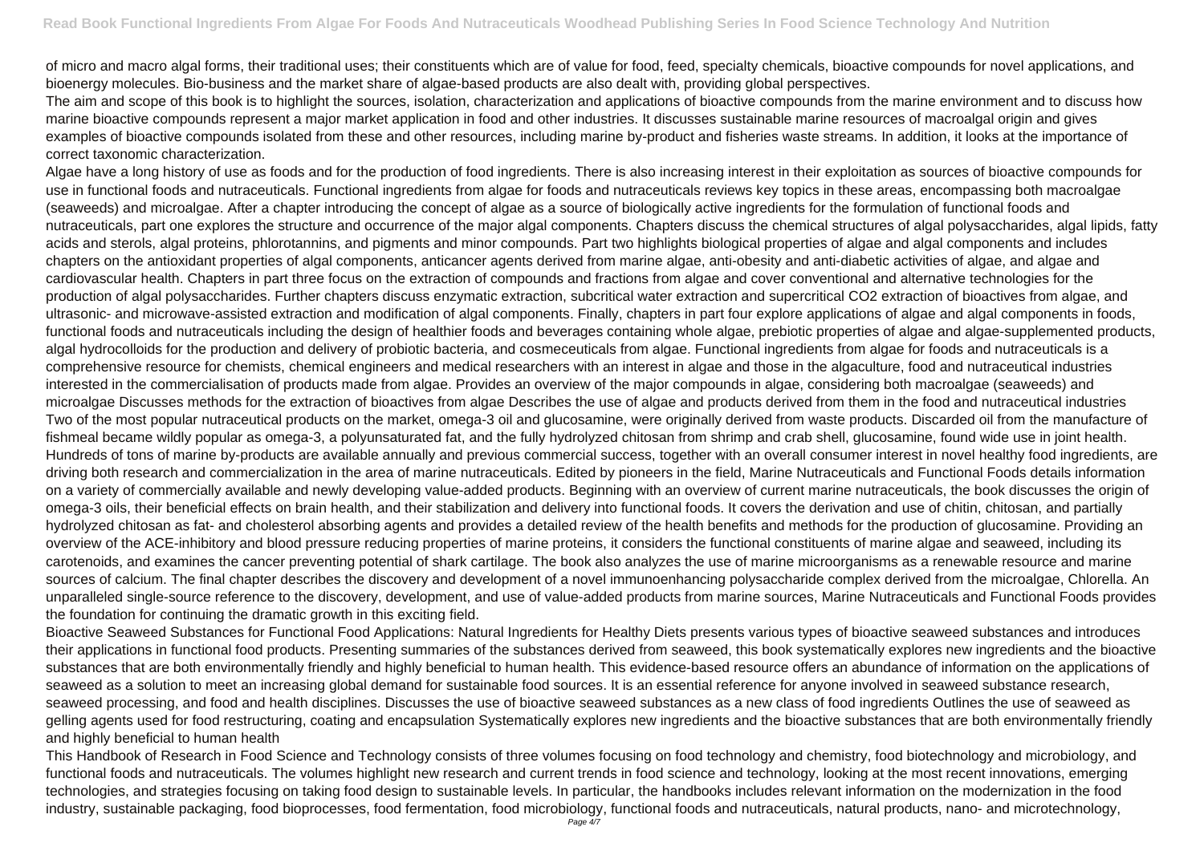of micro and macro algal forms, their traditional uses; their constituents which are of value for food, feed, specialty chemicals, bioactive compounds for novel applications, and bioenergy molecules. Bio-business and the market share of algae-based products are also dealt with, providing global perspectives.

The aim and scope of this book is to highlight the sources, isolation, characterization and applications of bioactive compounds from the marine environment and to discuss how marine bioactive compounds represent a major market application in food and other industries. It discusses sustainable marine resources of macroalgal origin and gives examples of bioactive compounds isolated from these and other resources, including marine by-product and fisheries waste streams. In addition, it looks at the importance of correct taxonomic characterization.

Algae have a long history of use as foods and for the production of food ingredients. There is also increasing interest in their exploitation as sources of bioactive compounds for use in functional foods and nutraceuticals. Functional ingredients from algae for foods and nutraceuticals reviews key topics in these areas, encompassing both macroalgae (seaweeds) and microalgae. After a chapter introducing the concept of algae as a source of biologically active ingredients for the formulation of functional foods and nutraceuticals, part one explores the structure and occurrence of the major algal components. Chapters discuss the chemical structures of algal polysaccharides, algal lipids, fatty acids and sterols, algal proteins, phlorotannins, and pigments and minor compounds. Part two highlights biological properties of algae and algal components and includes chapters on the antioxidant properties of algal components, anticancer agents derived from marine algae, anti-obesity and anti-diabetic activities of algae, and algae and cardiovascular health. Chapters in part three focus on the extraction of compounds and fractions from algae and cover conventional and alternative technologies for the production of algal polysaccharides. Further chapters discuss enzymatic extraction, subcritical water extraction and supercritical $CO_2$ extraction of bioactives from algae, and ultrasonic- and microwave-assisted extraction and modification of algal components. Finally, chapters in part four explore applications of algae and algal components in foods, functional foods and nutraceuticals including the design of healthier foods and beverages containing whole algae, prebiotic properties of algae and algae-supplemented products, algal hydrocolloids for the production and delivery of probiotic bacteria, and cosmeceuticals from algae. Functional ingredients from algae for foods and nutraceuticals is a comprehensive resource for chemists, chemical engineers and medical researchers with an interest in algae and those in the algaculture, food and nutraceutical industries interested in the commercialisation of products made from algae. Provides an overview of the major compounds in algae, considering both macroalgae (seaweeds) and microalgae Discusses methods for the extraction of bioactives from algae Describes the use of algae and products derived from them in the food and nutraceutical industries

Two of the most popular nutraceutical products on the market, omega-3 oil and glucosamine, were originally derived from waste products. Discarded oil from the manufacture of fishmeal became wildly popular as omega-3, a polyunsaturated fat, and the fully hydrolyzed chitosan from shrimp and crab shell, glucosamine, found wide use in joint health. Hundreds of tons of marine by-products are available annually and previous commercial success, together with an overall consumer interest in novel healthy food ingredients, are driving both research and commercialization in the area of marine nutraceuticals. Edited by pioneers in the field, Marine Nutraceuticals and Functional Foods details information on a variety of commercially available and newly developing value-added products. Beginning with an overview of current marine nutraceuticals, the book discusses the origin of omega-3 oils, their beneficial effects on brain health, and their stabilization and delivery into functional foods. It covers the derivation and use of chitin, chitosan, and partially hydrolyzed chitosan as fat- and cholesterol absorbing agents and provides a detailed review of the health benefits and methods for the production of glucosamine. Providing an overview of the ACE-inhibitory and blood pressure reducing properties of marine proteins, it considers the functional constituents of marine algae and seaweed, including its carotenoids, and examines the cancer preventing potential of shark cartilage. The book also analyzes the use of marine microorganisms as a renewable resource and marine sources of calcium. The final chapter describes the discovery and development of a novel immunoenhancing polysaccharide complex derived from the microalgae, Chlorella. An unparalleled single-source reference to the discovery, development, and use of value-added products from marine sources, Marine Nutraceuticals and Functional Foods provides the foundation for continuing the dramatic growth in this exciting field.

Bioactive Seaweed Substances for Functional Food Applications: Natural Ingredients for Healthy Diets presents various types of bioactive seaweed substances and introduces their applications in functional food products. Presenting summaries of the substances derived from seaweed, this book systematically explores new ingredients and the bioactive substances that are both environmentally friendly and highly beneficial to human health. This evidence-based resource offers an abundance of information on the applications of seaweed as a solution to meet an increasing global demand for sustainable food sources. It is an essential reference for anyone involved in seaweed substance research, seaweed processing, and food and health disciplines. Discusses the use of bioactive seaweed substances as a new class of food ingredients Outlines the use of seaweed as gelling agents used for food restructuring, coating and encapsulation Systematically explores new ingredients and the bioactive substances that are both environmentally friendly and highly beneficial to human health

This Handbook of Research in Food Science and Technology consists of three volumes focusing on food technology and chemistry, food biotechnology and microbiology, and functional foods and nutraceuticals. The volumes highlight new research and current trends in food science and technology, looking at the most recent innovations, emerging technologies, and strategies focusing on taking food design to sustainable levels. In particular, the handbooks includes relevant information on the modernization in the food industry, sustainable packaging, food bioprocesses, food fermentation, food microbiology, functional foods and nutraceuticals, natural products, nano- and microtechnology,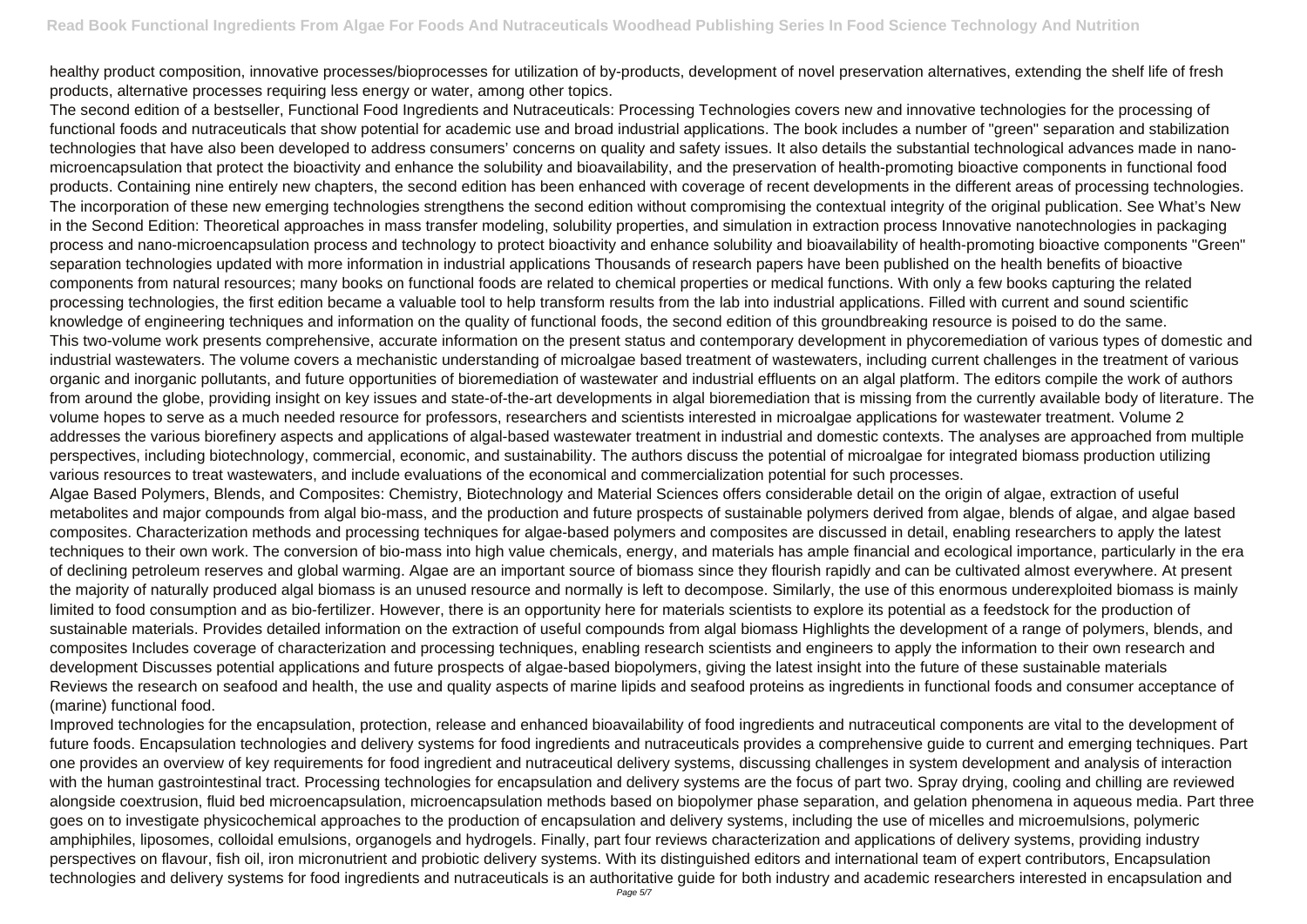healthy product composition, innovative processes/bioprocesses for utilization of by-products, development of novel preservation alternatives, extending the shelf life of fresh products, alternative processes requiring less energy or water, among other topics.

The second edition of a bestseller, Functional Food Ingredients and Nutraceuticals: Processing Technologies covers new and innovative technologies for the processing of functional foods and nutraceuticals that show potential for academic use and broad industrial applications. The book includes a number of "green" separation and stabilization technologies that have also been developed to address consumers' concerns on quality and safety issues. It also details the substantial technological advances made in nano-microencapsulation that protect the bioactivity and enhance the solubility and bioavailability, and the preservation of health-promoting bioactive components in functional food products. Containing nine entirely new chapters, the second edition has been enhanced with coverage of recent developments in the different areas of processing technologies. The incorporation of these new emerging technologies strengthens the second edition without compromising the contextual integrity of the original publication. See What's New in the Second Edition: Theoretical approaches in mass transfer modeling, solubility properties, and simulation in extraction process Innovative nanotechnologies in packaging process and nano-microencapsulation process and technology to protect bioactivity and enhance solubility and bioavailability of health-promoting bioactive components "Green" separation technologies updated with more information in industrial applications Thousands of research papers have been published on the health benefits of bioactive components from natural resources; many books on functional foods are related to chemical properties or medical functions. With only a few books capturing the related processing technologies, the first edition became a valuable tool to help transform results from the lab into industrial applications. Filled with current and sound scientific knowledge of engineering techniques and information on the quality of functional foods, the second edition of this groundbreaking resource is poised to do the same.

This two-volume work presents comprehensive, accurate information on the present status and contemporary development in phycoremediation of various types of domestic and industrial wastewaters. The volume covers a mechanistic understanding of microalgae based treatment of wastewaters, including current challenges in the treatment of various organic and inorganic pollutants, and future opportunities of bioremediation of wastewater and industrial effluents on an algal platform. The editors compile the work of authors from around the globe, providing insight on key issues and state-of-the-art developments in algal bioremediation that is missing from the currently available body of literature. The volume hopes to serve as a much needed resource for professors, researchers and scientists interested in microalgae applications for wastewater treatment. Volume 2 addresses the various biorefinery aspects and applications of algal-based wastewater treatment in industrial and domestic contexts. The analyses are approached from multiple perspectives, including biotechnology, commercial, economic, and sustainability. The authors discuss the potential of microalgae for integrated biomass production utilizing various resources to treat wastewaters, and include evaluations of the economical and commercialization potential for such processes.

Algae Based Polymers, Blends, and Composites: Chemistry, Biotechnology and Material Sciences offers considerable detail on the origin of algae, extraction of useful metabolites and major compounds from algal bio-mass, and the production and future prospects of sustainable polymers derived from algae, blends of algae, and algae based composites. Characterization methods and processing techniques for algae-based polymers and composites are discussed in detail, enabling researchers to apply the latest techniques to their own work. The conversion of bio-mass into high value chemicals, energy, and materials has ample financial and ecological importance, particularly in the era of declining petroleum reserves and global warming. Algae are an important source of biomass since they flourish rapidly and can be cultivated almost everywhere. At present the majority of naturally produced algal biomass is an unused resource and normally is left to decompose. Similarly, the use of this enormous underexploited biomass is mainly limited to food consumption and as bio-fertilizer. However, there is an opportunity here for materials scientists to explore its potential as a feedstock for the production of sustainable materials. Provides detailed information on the extraction of useful compounds from algal biomass Highlights the development of a range of polymers, blends, and composites Includes coverage of characterization and processing techniques, enabling research scientists and engineers to apply the information to their own research and development Discusses potential applications and future prospects of algae-based biopolymers, giving the latest insight into the future of these sustainable materials

Reviews the research on seafood and health, the use and quality aspects of marine lipids and seafood proteins as ingredients in functional foods and consumer acceptance of (marine) functional food.

Improved technologies for the encapsulation, protection, release and enhanced bioavailability of food ingredients and nutraceutical components are vital to the development of future foods. Encapsulation technologies and delivery systems for food ingredients and nutraceuticals provides a comprehensive guide to current and emerging techniques. Part one provides an overview of key requirements for food ingredient and nutraceutical delivery systems, discussing challenges in system development and analysis of interaction with the human gastrointestinal tract. Processing technologies for encapsulation and delivery systems are the focus of part two. Spray drying, cooling and chilling are reviewed alongside coextrusion, fluid bed microencapsulation, microencapsulation methods based on biopolymer phase separation, and gelation phenomena in aqueous media. Part three goes on to investigate physicochemical approaches to the production of encapsulation and delivery systems, including the use of micelles and microemulsions, polymeric amphiphiles, liposomes, colloidal emulsions, organogels and hydrogels. Finally, part four reviews characterization and applications of delivery systems, providing industry perspectives on flavour, fish oil, iron micronutrient and probiotic delivery systems. With its distinguished editors and international team of expert contributors, Encapsulation technologies and delivery systems for food ingredients and nutraceuticals is an authoritative guide for both industry and academic researchers interested in encapsulation and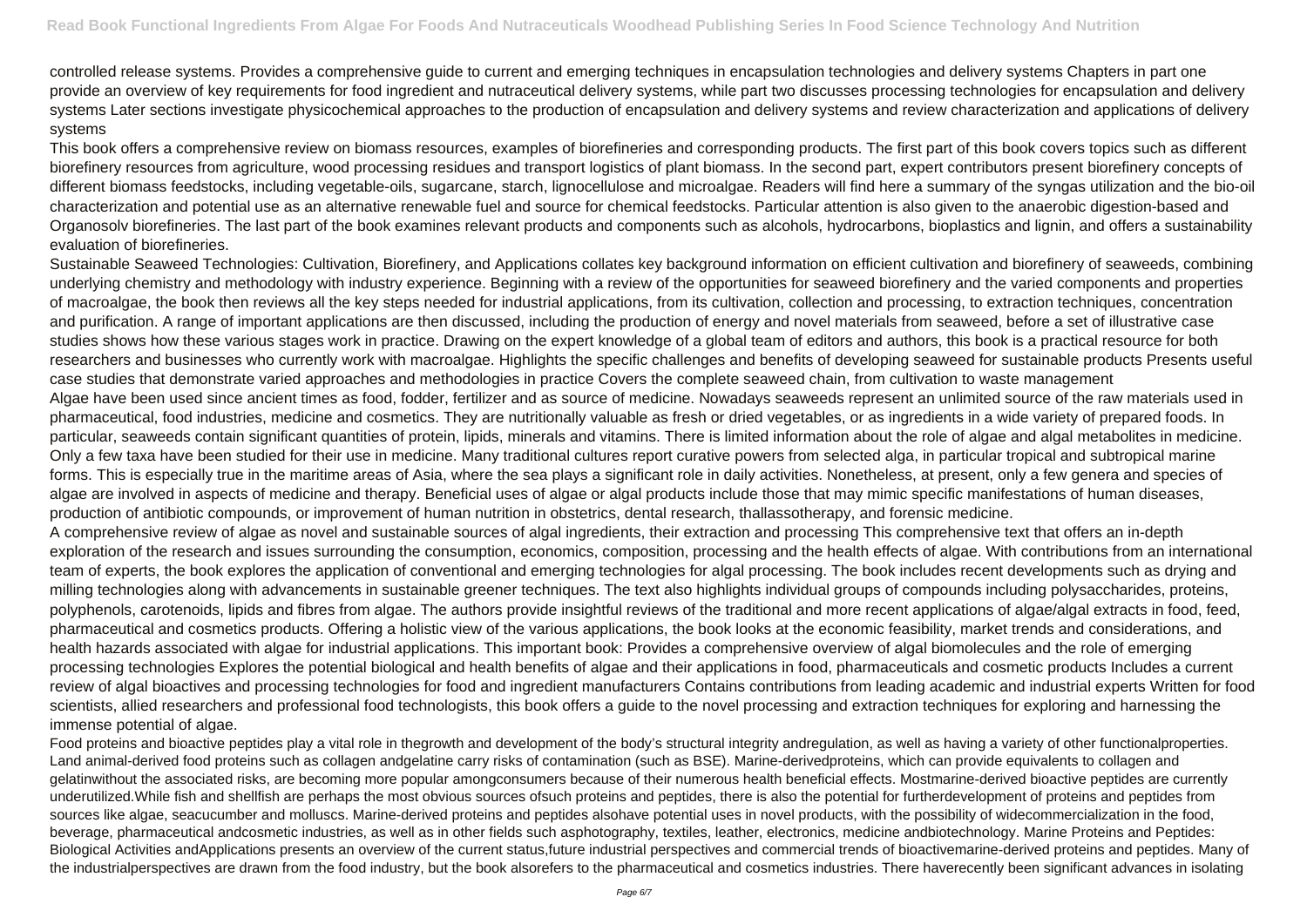controlled release systems. Provides a comprehensive guide to current and emerging techniques in encapsulation technologies and delivery systems Chapters in part one provide an overview of key requirements for food ingredient and nutraceutical delivery systems, while part two discusses processing technologies for encapsulation and delivery systems Later sections investigate physicochemical approaches to the production of encapsulation and delivery systems and review characterization and applications of delivery systems

This book offers a comprehensive review on biomass resources, examples of biorefineries and corresponding products. The first part of this book covers topics such as different biorefinery resources from agriculture, wood processing residues and transport logistics of plant biomass. In the second part, expert contributors present biorefinery concepts of different biomass feedstocks, including vegetable-oils, sugarcane, starch, lignocellulose and microalgae. Readers will find here a summary of the syngas utilization and the bio-oil characterization and potential use as an alternative renewable fuel and source for chemical feedstocks. Particular attention is also given to the anaerobic digestion-based and Organosolv biorefineries. The last part of the book examines relevant products and components such as alcohols, hydrocarbons, bioplastics and lignin, and offers a sustainability evaluation of biorefineries.

Sustainable Seaweed Technologies: Cultivation, Biorefinery, and Applications collates key background information on efficient cultivation and biorefinery of seaweeds, combining underlying chemistry and methodology with industry experience. Beginning with a review of the opportunities for seaweed biorefinery and the varied components and properties of macroalgae, the book then reviews all the key steps needed for industrial applications, from its cultivation, collection and processing, to extraction techniques, concentration and purification. A range of important applications are then discussed, including the production of energy and novel materials from seaweed, before a set of illustrative case studies shows how these various stages work in practice. Drawing on the expert knowledge of a global team of editors and authors, this book is a practical resource for both researchers and businesses who currently work with macroalgae. Highlights the specific challenges and benefits of developing seaweed for sustainable products Presents useful case studies that demonstrate varied approaches and methodologies in practice Covers the complete seaweed chain, from cultivation to waste management

Algae have been used since ancient times as food, fodder, fertilizer and as source of medicine. Nowadays seaweeds represent an unlimited source of the raw materials used in pharmaceutical, food industries, medicine and cosmetics. They are nutritionally valuable as fresh or dried vegetables, or as ingredients in a wide variety of prepared foods. In particular, seaweeds contain significant quantities of protein, lipids, minerals and vitamins. There is limited information about the role of algae and algal metabolites in medicine. Only a few taxa have been studied for their use in medicine. Many traditional cultures report curative powers from selected alga, in particular tropical and subtropical marine forms. This is especially true in the maritime areas of Asia, where the sea plays a significant role in daily activities. Nonetheless, at present, only a few genera and species of algae are involved in aspects of medicine and therapy. Beneficial uses of algae or algal products include those that may mimic specific manifestations of human diseases, production of antibiotic compounds, or improvement of human nutrition in obstetrics, dental research, thallassotherapy, and forensic medicine.

A comprehensive review of algae as novel and sustainable sources of algal ingredients, their extraction and processing This comprehensive text that offers an in-depth exploration of the research and issues surrounding the consumption, economics, composition, processing and the health effects of algae. With contributions from an international team of experts, the book explores the application of conventional and emerging technologies for algal processing. The book includes recent developments such as drying and milling technologies along with advancements in sustainable greener techniques. The text also highlights individual groups of compounds including polysaccharides, proteins, polyphenols, carotenoids, lipids and fibres from algae. The authors provide insightful reviews of the traditional and more recent applications of algae/algal extracts in food, feed, pharmaceutical and cosmetics products. Offering a holistic view of the various applications, the book looks at the economic feasibility, market trends and considerations, and health hazards associated with algae for industrial applications. This important book: Provides a comprehensive overview of algal biomolecules and the role of emerging processing technologies Explores the potential biological and health benefits of algae and their applications in food, pharmaceuticals and cosmetic products Includes a current review of algal bioactives and processing technologies for food and ingredient manufacturers Contains contributions from leading academic and industrial experts Written for food scientists, allied researchers and professional food technologists, this book offers a guide to the novel processing and extraction techniques for exploring and harnessing the immense potential of algae.

Food proteins and bioactive peptides play a vital role in thegrowth and development of the body's structural integrity andregulation, as well as having a variety of other functionalproperties. Land animal-derived food proteins such as collagen andgelatine carry risks of contamination (such as BSE). Marine-derivedproteins, which can provide equivalents to collagen and gelatinwithout the associated risks, are becoming more popular amongconsumers because of their numerous health beneficial effects. Mostmarine-derived bioactive peptides are currently underutilized.While fish and shellfish are perhaps the most obvious sources ofsuch proteins and peptides, there is also the potential for furtherdevelopment of proteins and peptides from sources like algae, seacucumber and molluscs. Marine-derived proteins and peptides alsohave potential uses in novel products, with the possibility of widecommercialization in the food, beverage, pharmaceutical andcosmetic industries, as well as in other fields such asphotography, textiles, leather, electronics, medicine andbiotechnology. Marine Proteins and Peptides: Biological Activities andApplications presents an overview of the current status,future industrial perspectives and commercial trends of bioactivemarine-derived proteins and peptides. Many of the industrialperspectives are drawn from the food industry, but the book alsorefers to the pharmaceutical and cosmetics industries. There haverecently been significant advances in isolating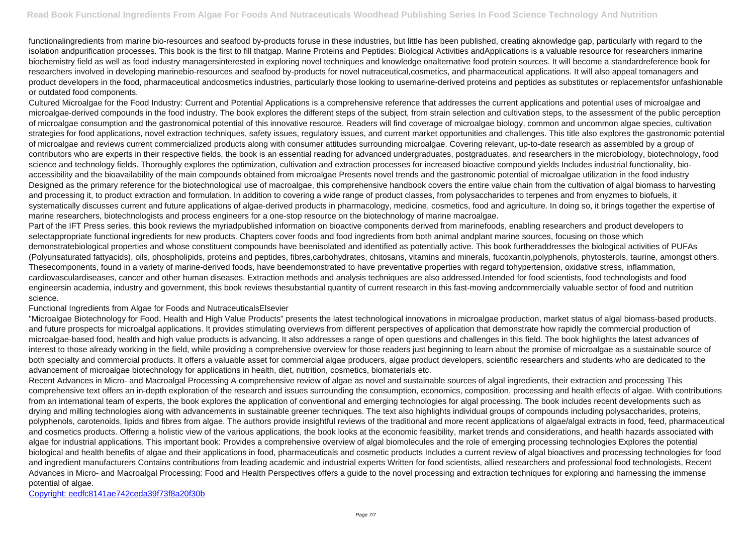functionalingredients from marine bio-resources and seafood by-products foruse in these industries, but little has been published, creating aknowledge gap, particularly with regard to the isolation andpurification processes. This book is the first to fill thatgap. Marine Proteins and Peptides: Biological Activities andApplications is a valuable resource for researchers inmarine biochemistry field as well as food industry managersinterested in exploring novel techniques and knowledge onalternative food protein sources. It will become a standardreference book for researchers involved in developing marinebio-resources and seafood by-products for novel nutraceutical,cosmetics, and pharmaceutical applications. It will also appeal tomanagers and product developers in the food, pharmaceutical andcosmetics industries, particularly those looking to usemarine-derived proteins and peptides as substitutes or replacementsfor unfashionable or outdated food components.

Cultured Microalgae for the Food Industry: Current and Potential Applications is a comprehensive reference that addresses the current applications and potential uses of microalgae and microalgae-derived compounds in the food industry. The book explores the different steps of the subject, from strain selection and cultivation steps, to the assessment of the public perception of microalgae consumption and the gastronomical potential of this innovative resource. Readers will find coverage of microalgae biology, common and uncommon algae species, cultivation strategies for food applications, novel extraction techniques, safety issues, regulatory issues, and current market opportunities and challenges. This title also explores the gastronomic potential of microalgae and reviews current commercialized products along with consumer attitudes surrounding microalgae. Covering relevant, up-to-date research as assembled by a group of contributors who are experts in their respective fields, the book is an essential reading for advanced undergraduates, postgraduates, and researchers in the microbiology, biotechnology, food science and technology fields. Thoroughly explores the optimization, cultivation and extraction processes for increased bioactive compound yields Includes industrial functionality, bio-accessibility and the bioavailability of the main compounds obtained from microalgae Presents novel trends and the gastronomic potential of microalgae utilization in the food industry

Designed as the primary reference for the biotechnological use of macroalgae, this comprehensive handbook covers the entire value chain from the cultivation of algal biomass to harvesting and processing it, to product extraction and formulation. In addition to covering a wide range of product classes, from polysaccharides to terpenes and from enyzmes to biofuels, it systematically discusses current and future applications of algae-derived products in pharmacology, medicine, cosmetics, food and agriculture. In doing so, it brings together the expertise of marine researchers, biotechnologists and process engineers for a one-stop resource on the biotechnology of marine macroalgae.

Part of the IFT Press series, this book reviews the myriadpublished information on bioactive components derived from marinefoods, enabling researchers and product developers to selectappropriate functional ingredients for new products. Chapters cover foods and food ingredients from both animal andplant marine sources, focusing on those which demonstratebiological properties and whose constituent compounds have beenisolated and identified as potentially active. This book furtheraddresses the biological activities of PUFAs (Polyunsaturated fattyacids), oils, phospholipids, proteins and peptides, fibres,carbohydrates, chitosans, vitamins and minerals, fucoxantin,polyphenols, phytosterols, taurine, amongst others. Thesecomponents, found in a variety of marine-derived foods, have beendemonstrated to have preventative properties with regard tohypertension, oxidative stress, inflammation, cardiovasculardiseases, cancer and other human diseases. Extraction methods and analysis techniques are also addressed.Intended for food scientists, food technologists and food engineersin academia, industry and government, this book reviews thesubstantial quantity of current research in this fast-moving andcommercially valuable sector of food and nutrition science.

Functional Ingredients from Algae for Foods and NutraceuticalsElsevier

"Microalgae Biotechnology for Food, Health and High Value Products" presents the latest technological innovations in microalgae production, market status of algal biomass-based products, and future prospects for microalgal applications. It provides stimulating overviews from different perspectives of application that demonstrate how rapidly the commercial production of microalgae-based food, health and high value products is advancing. It also addresses a range of open questions and challenges in this field. The book highlights the latest advances of interest to those already working in the field, while providing a comprehensive overview for those readers just beginning to learn about the promise of microalgae as a sustainable source of both specialty and commercial products. It offers a valuable asset for commercial algae producers, algae product developers, scientific researchers and students who are dedicated to the advancement of microalgae biotechnology for applications in health, diet, nutrition, cosmetics, biomaterials etc.

Recent Advances in Micro- and Macroalgal Processing A comprehensive review of algae as novel and sustainable sources of algal ingredients, their extraction and processing This comprehensive text offers an in-depth exploration of the research and issues surrounding the consumption, economics, composition, processing and health effects of algae. With contributions from an international team of experts, the book explores the application of conventional and emerging technologies for algal processing. The book includes recent developments such as drying and milling technologies along with advancements in sustainable greener techniques. The text also highlights individual groups of compounds including polysaccharides, proteins, polyphenols, carotenoids, lipids and fibres from algae. The authors provide insightful reviews of the traditional and more recent applications of algae/algal extracts in food, feed, pharmaceutical and cosmetics products. Offering a holistic view of the various applications, the book looks at the economic feasibility, market trends and considerations, and health hazards associated with algae for industrial applications. This important book: Provides a comprehensive overview of algal biomolecules and the role of emerging processing technologies Explores the potential biological and health benefits of algae and their applications in food, pharmaceuticals and cosmetic products Includes a current review of algal bioactives and processing technologies for food and ingredient manufacturers Contains contributions from leading academic and industrial experts Written for food scientists, allied researchers and professional food technologists, Recent Advances in Micro- and Macroalgal Processing: Food and Health Perspectives offers a guide to the novel processing and extraction techniques for exploring and harnessing the immense potential of algae.

Copyright: eedfc8141ae742ceda39f73f8a20f30b